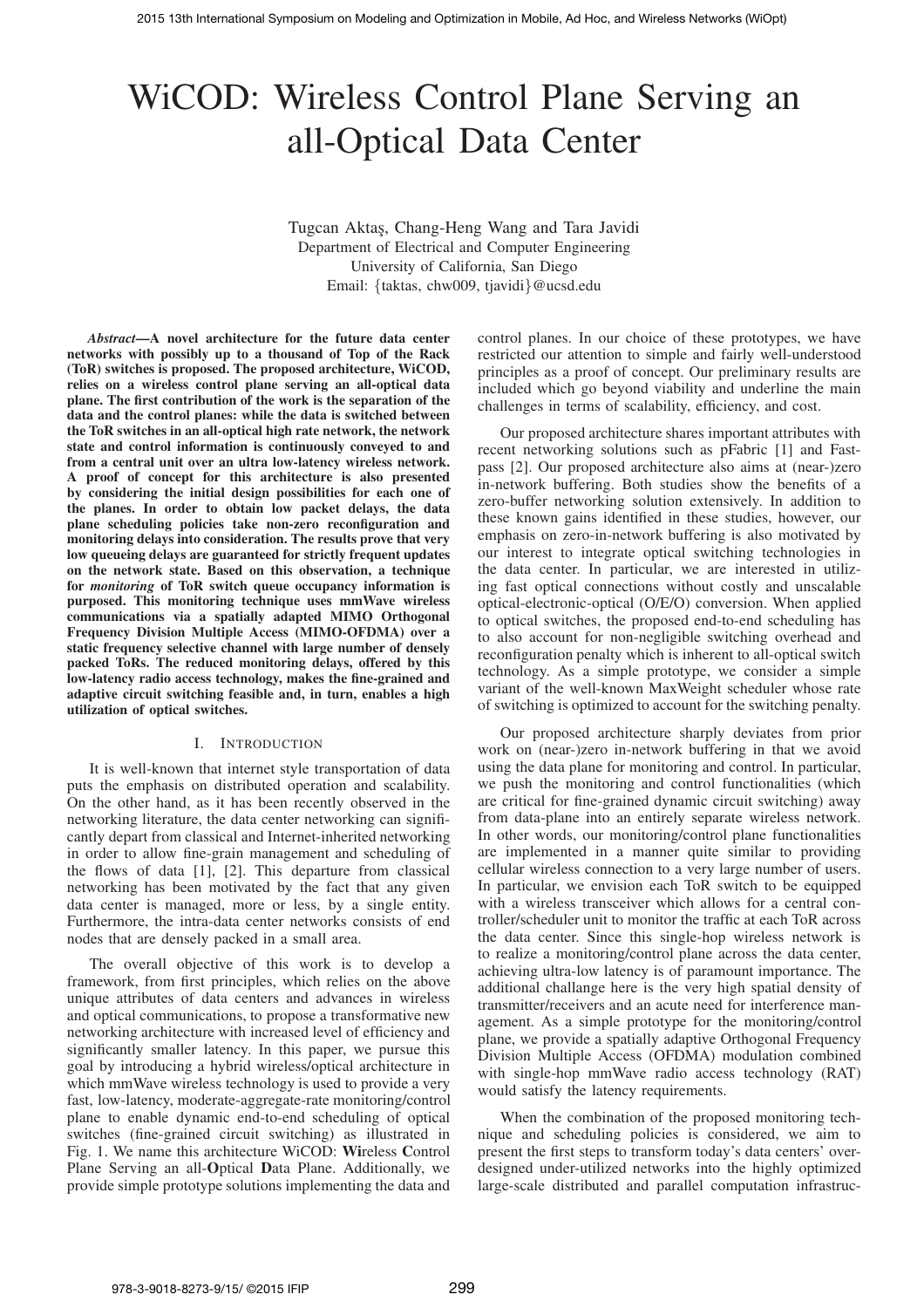# WiCOD: Wireless Control Plane Serving an all-Optical Data Center

Tugcan Aktaş, Chang-Heng Wang and Tara Javidi
Department of Electrical and Computer Engineering
University of California, San Diego
Email: {taktas, chw009, tjavidi}@ucsd.edu

***Abstract*—A novel architecture for the future data center networks with possibly up to a thousand of Top of the Rack (ToR) switches is proposed. The proposed architecture, WiCOD, relies on a wireless control plane serving an all-optical data plane. The first contribution of the work is the separation of the data and the control planes: while the data is switched between the ToR switches in an all-optical high rate network, the network state and control information is continuously conveyed to and from a central unit over an ultra low-latency wireless network. A proof of concept for this architecture is also presented by considering the initial design possibilities for each one of the planes. In order to obtain low packet delays, the data plane scheduling policies take non-zero reconfiguration and monitoring delays into consideration. The results prove that very low queueing delays are guaranteed for strictly frequent updates on the network state. Based on this observation, a technique for *monitoring* of ToR switch queue occupancy information is purposed. This monitoring technique uses mmWave wireless communications via a spatially adapted MIMO Orthogonal Frequency Division Multiple Access (MIMO-OFDMA) over a static frequency selective channel with large number of densely packed ToRs. The reduced monitoring delays, offered by this low-latency radio access technology, makes the fine-grained and adaptive circuit switching feasible and, in turn, enables a high utilization of optical switches.**

## I. Introduction

It is well-known that internet style transportation of data puts the emphasis on distributed operation and scalability. On the other hand, as it has been recently observed in the networking literature, the data center networking can significantly depart from classical and Internet-inherited networking in order to allow fine-grain management and scheduling of the flows of data [1], [2]. This departure from classical networking has been motivated by the fact that any given data center is managed, more or less, by a single entity. Furthermore, the intra-data center networks consists of end nodes that are densely packed in a small area.

The overall objective of this work is to develop a framework, from first principles, which relies on the above unique attributes of data centers and advances in wireless and optical communications, to propose a transformative new networking architecture with increased level of efficiency and significantly smaller latency. In this paper, we pursue this goal by introducing a hybrid wireless/optical architecture in which mmWave wireless technology is used to provide a very fast, low-latency, moderate-aggregate-rate monitoring/control plane to enable dynamic end-to-end scheduling of optical switches (fine-grained circuit switching) as illustrated in Fig. 1. We name this architecture WiCOD: **Wi**reless **C**ontrol Plane Serving an all-**O**ptical **D**ata Plane. Additionally, we provide simple prototype solutions implementing the data and control planes. In our choice of these prototypes, we have restricted our attention to simple and fairly well-understood principles as a proof of concept. Our preliminary results are included which go beyond viability and underline the main challenges in terms of scalability, efficiency, and cost.

Our proposed architecture shares important attributes with recent networking solutions such as pFabric [1] and Fastpass [2]. Our proposed architecture also aims at (near-)zero in-network buffering. Both studies show the benefits of a zero-buffer networking solution extensively. In addition to these known gains identified in these studies, however, our emphasis on zero-in-network buffering is also motivated by our interest to integrate optical switching technologies in the data center. In particular, we are interested in utilizing fast optical connections without costly and unscalable optical-electronic-optical (O/E/O) conversion. When applied to optical switches, the proposed end-to-end scheduling has to also account for non-negligible switching overhead and reconfiguration penalty which is inherent to all-optical switch technology. As a simple prototype, we consider a simple variant of the well-known MaxWeight scheduler whose rate of switching is optimized to account for the switching penalty.

Our proposed architecture sharply deviates from prior work on (near-)zero in-network buffering in that we avoid using the data plane for monitoring and control. In particular, we push the monitoring and control functionalities (which are critical for fine-grained dynamic circuit switching) away from data-plane into an entirely separate wireless network. In other words, our monitoring/control plane functionalities are implemented in a manner quite similar to providing cellular wireless connection to a very large number of users. In particular, we envision each ToR switch to be equipped with a wireless transceiver which allows for a central controller/scheduler unit to monitor the traffic at each ToR across the data center. Since this single-hop wireless network is to realize a monitoring/control plane across the data center, achieving ultra-low latency is of paramount importance. The additional challange here is the very high spatial density of transmitter/receivers and an acute need for interference management. As a simple prototype for the monitoring/control plane, we provide a spatially adaptive Orthogonal Frequency Division Multiple Access (OFDMA) modulation combined with single-hop mmWave radio access technology (RAT) would satisfy the latency requirements.

When the combination of the proposed monitoring technique and scheduling policies is considered, we aim to present the first steps to transform today's data centers' over-designed under-utilized networks into the highly optimized large-scale distributed and parallel computation infrastruc-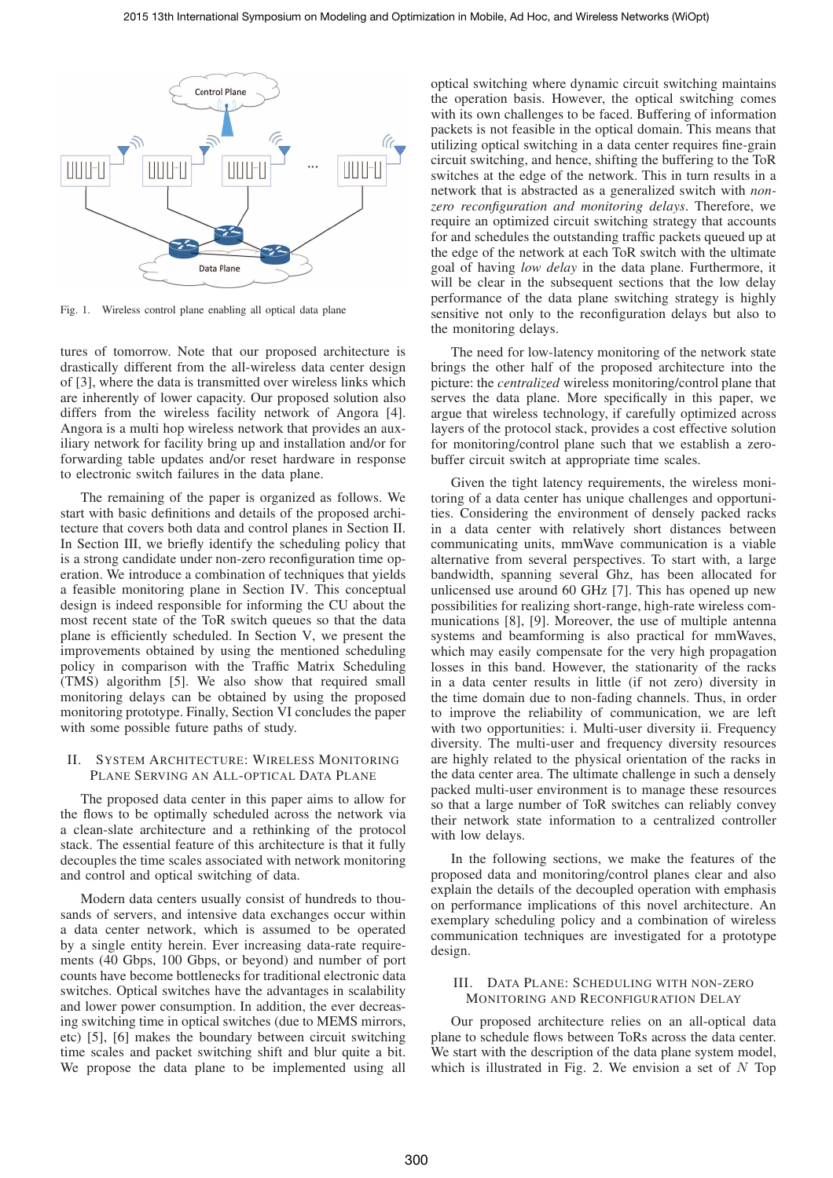Control Plane

Data Plane

Fig. 1. Wireless control plane enabling all optical data plane

tures of tomorrow. Note that our proposed architecture is drastically different from the all-wireless data center design of [3], where the data is transmitted over wireless links which are inherently of lower capacity. Our proposed solution also differs from the wireless facility network of Angora [4]. Angora is a multi hop wireless network that provides an auxiliary network for facility bring up and installation and/or for forwarding table updates and/or reset hardware in response to electronic switch failures in the data plane.

The remaining of the paper is organized as follows. We start with basic definitions and details of the proposed architecture that covers both data and control planes in Section II. In Section III, we briefly identify the scheduling policy that is a strong candidate under non-zero reconfiguration time operation. We introduce a combination of techniques that yields a feasible monitoring plane in Section IV. This conceptual design is indeed responsible for informing the CU about the most recent state of the ToR switch queues so that the data plane is efficiently scheduled. In Section V, we present the improvements obtained by using the mentioned scheduling policy in comparison with the Traffic Matrix Scheduling (TMS) algorithm [5]. We also show that required small monitoring delays can be obtained by using the proposed monitoring prototype. Finally, Section VI concludes the paper with some possible future paths of study.

## II. System Architecture: Wireless Monitoring Plane Serving an All-Optical Data Plane

The proposed data center in this paper aims to allow for the flows to be optimally scheduled across the network via a clean-slate architecture and a rethinking of the protocol stack. The essential feature of this architecture is that it fully decouples the time scales associated with network monitoring and control and optical switching of data.

Modern data centers usually consist of hundreds to thousands of servers, and intensive data exchanges occur within a data center network, which is assumed to be operated by a single entity herein. Ever increasing data-rate requirements (40 Gbps, 100 Gbps, or beyond) and number of port counts have become bottlenecks for traditional electronic data switches. Optical switches have the advantages in scalability and lower power consumption. In addition, the ever decreasing switching time in optical switches (due to MEMS mirrors, etc) [5], [6] makes the boundary between circuit switching time scales and packet switching shift and blur quite a bit. We propose the data plane to be implemented using all optical switching where dynamic circuit switching maintains the operation basis. However, the optical switching comes with its own challenges to be faced. Buffering of information packets is not feasible in the optical domain. This means that utilizing optical switching in a data center requires fine-grain circuit switching, and hence, shifting the buffering to the ToR switches at the edge of the network. This in turn results in a network that is abstracted as a generalized switch with *non-zero reconfiguration and monitoring delays*. Therefore, we require an optimized circuit switching strategy that accounts for and schedules the outstanding traffic packets queued up at the edge of the network at each ToR switch with the ultimate goal of having *low delay* in the data plane. Furthermore, it will be clear in the subsequent sections that the low delay performance of the data plane switching strategy is highly sensitive not only to the reconfiguration delays but also to the monitoring delays.

The need for low-latency monitoring of the network state brings the other half of the proposed architecture into the picture: the *centralized* wireless monitoring/control plane that serves the data plane. More specifically in this paper, we argue that wireless technology, if carefully optimized across layers of the protocol stack, provides a cost effective solution for monitoring/control plane such that we establish a zero-buffer circuit switch at appropriate time scales.

Given the tight latency requirements, the wireless monitoring of a data center has unique challenges and opportunities. Considering the environment of densely packed racks in a data center with relatively short distances between communicating units, mmWave communication is a viable alternative from several perspectives. To start with, a large bandwidth, spanning several Ghz, has been allocated for unlicensed use around 60 GHz [7]. This has opened up new possibilities for realizing short-range, high-rate wireless communications [8], [9]. Moreover, the use of multiple antenna systems and beamforming is also practical for mmWaves, which may easily compensate for the very high propagation losses in this band. However, the stationarity of the racks in a data center results in little (if not zero) diversity in the time domain due to non-fading channels. Thus, in order to improve the reliability of communication, we are left with two opportunities: i. Multi-user diversity ii. Frequency diversity. The multi-user and frequency diversity resources are highly related to the physical orientation of the racks in the data center area. The ultimate challenge in such a densely packed multi-user environment is to manage these resources so that a large number of ToR switches can reliably convey their network state information to a centralized controller with low delays.

In the following sections, we make the features of the proposed data and monitoring/control planes clear and also explain the details of the decoupled operation with emphasis on performance implications of this novel architecture. An exemplary scheduling policy and a combination of wireless communication techniques are investigated for a prototype design.

## III. Data Plane: Scheduling with Non-zero Monitoring and Reconfiguration Delay

Our proposed architecture relies on an all-optical data plane to schedule flows between ToRs across the data center. We start with the description of the data plane system model, which is illustrated in Fig. 2. We envision a set of $N$ Top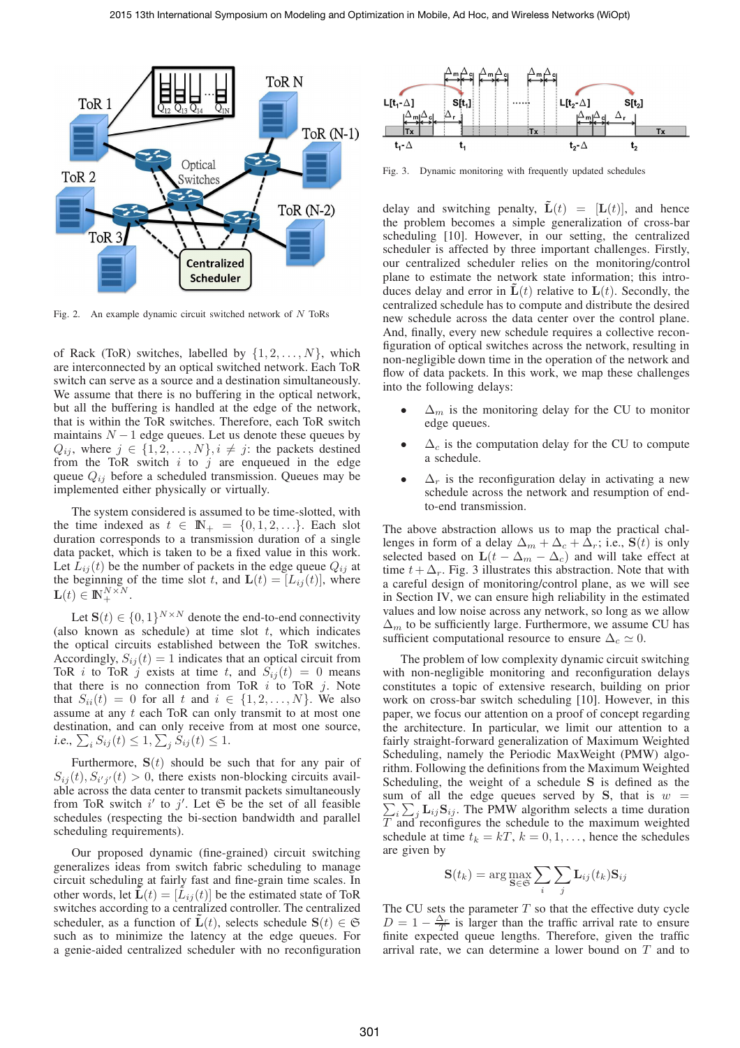Fig. 2. An example dynamic circuit switched network of $N$ ToRs

of Rack (ToR) switches, labelled by $\{1, 2, \ldots, N\}$, which are interconnected by an optical switched network. Each ToR switch can serve as a source and a destination simultaneously. We assume that there is no buffering in the optical network, but all the buffering is handled at the edge of the network, that is within the ToR switches. Therefore, each ToR switch maintains $N-1$ edge queues. Let us denote these queues by $Q_{ij}$, where $j \in \{1, 2, \ldots, N\}, i \neq j$: the packets destined from the ToR switch $i$ to $j$ are enqueued in the edge queue $Q_{ij}$ before a scheduled transmission. Queues may be implemented either physically or virtually.

The system considered is assumed to be time-slotted, with the time indexed as $t \in \mathbb{N}_+ = \{0, 1, 2, \ldots\}$. Each slot duration corresponds to a transmission duration of a single data packet, which is taken to be a fixed value in this work. Let $L_{ij}(t)$ be the number of packets in the edge queue $Q_{ij}$ at the beginning of the time slot $t$, and $\mathbf{L}(t) = [L_{ij}(t)]$, where $\mathbf{L}(t) \in \mathbb{N}_+^{N \times N}$.

Let $\mathbf{S}(t) \in \{0, 1\}^{N \times N}$ denote the end-to-end connectivity (also known as schedule) at time slot $t$, which indicates the optical circuits established between the ToR switches. Accordingly, $S_{ij}(t) = 1$ indicates that an optical circuit from ToR $i$ to ToR $j$ exists at time $t$, and $S_{ij}(t) = 0$ means that there is no connection from ToR $i$ to ToR $j$. Note that $S_{ii}(t) = 0$ for all $t$ and $i \in \{1, 2, \ldots, N\}$. We also assume at any $t$ each ToR can only transmit to at most one destination, and can only receive from at most one source, i.e., $\sum_i S_{ij}(t) \leq 1, \sum_j S_{ij}(t) \leq 1$.

Furthermore, $\mathbf{S}(t)$ should be such that for any pair of $S_{ij}(t), S_{i'j'}(t) > 0$, there exists non-blocking circuits available across the data center to transmit packets simultaneously from ToR switch $i'$ to $j'$. Let $\mathfrak{S}$ be the set of all feasible schedules (respecting the bi-section bandwidth and parallel scheduling requirements).

Our proposed dynamic (fine-grained) circuit switching generalizes ideas from switch fabric scheduling to manage circuit scheduling at fairly fast and fine-grain time scales. In other words, let $\tilde{\mathbf{L}}(t) = [\tilde{L}_{ij}(t)]$ be the estimated state of ToR switches according to a centralized controller. The centralized scheduler, as a function of $\tilde{\mathbf{L}}(t)$, selects schedule $\mathbf{S}(t) \in \mathfrak{S}$ such as to minimize the latency at the edge queues. For a genie-aided centralized scheduler with no reconfiguration delay and switching penalty, $\tilde{\mathbf{L}}(t) = [\mathbf{L}(t)]$, and hence the problem becomes a simple generalization of cross-bar scheduling [10]. However, in our setting, the centralized scheduler is affected by three important challenges. Firstly, our centralized scheduler relies on the monitoring/control plane to estimate the network state information; this introduces delay and error in $\tilde{\mathbf{L}}(t)$ relative to $\mathbf{L}(t)$. Secondly, the centralized schedule has to compute and distribute the desired new schedule across the data center over the control plane. And, finally, every new schedule requires a collective reconfiguration of optical switches across the network, resulting in non-negligible down time in the operation of the network and flow of data packets. In this work, we map these challenges into the following delays:

- $\Delta_m$ is the monitoring delay for the CU to monitor edge queues.
- $\Delta_c$ is the computation delay for the CU to compute a schedule.
- $\Delta_r$ is the reconfiguration delay in activating a new schedule across the network and resumption of end-to-end transmission.

Fig. 3. Dynamic monitoring with frequently updated schedules

The above abstraction allows us to map the practical challenges in form of a delay $\Delta_m + \Delta_c + \Delta_r$; i.e., $\mathbf{S}(t)$ is only selected based on $\mathbf{L}(t - \Delta_m - \Delta_c)$ and will take effect at time $t + \Delta_r$. Fig. 3 illustrates this abstraction. Note that with a careful design of monitoring/control plane, as we will see in Section IV, we can ensure high reliability in the estimated values and low noise across any network, so long as we allow $\Delta_m$ to be sufficiently large. Furthermore, we assume CU has sufficient computational resource to ensure $\Delta_c \simeq 0$.

The problem of low complexity dynamic circuit switching with non-negligible monitoring and reconfiguration delays constitutes a topic of extensive research, building on prior work on cross-bar switch scheduling [10]. However, in this paper, we focus our attention on a proof of concept regarding the architecture. In particular, we limit our attention to a fairly straight-forward generalization of Maximum Weighted Scheduling, namely the Periodic MaxWeight (PMW) algorithm. Following the definitions from the Maximum Weighted Scheduling, the weight of a schedule $\mathbf{S}$ is defined as the sum of all the edge queues served by $\mathbf{S}$, that is $w = \sum_i \sum_j \mathbf{L}_{ij} \mathbf{S}_{ij}$. The PMW algorithm selects a time duration $T$ and reconfigures the schedule to the maximum weighted schedule at time $t_k = kT$, $k = 0, 1, \ldots$, hence the schedules are given by

$$\mathbf{S}(t_k) = \arg \max_{\mathbf{S} \in \mathfrak{S}} \sum_i \sum_j \mathbf{L}_{ij}(t_k) \mathbf{S}_{ij}$$

The CU sets the parameter $T$ so that the effective duty cycle $D = 1 - \frac{\Delta_r}{T}$ is larger than the traffic arrival rate to ensure finite expected queue lengths. Therefore, given the traffic arrival rate, we can determine a lower bound on $T$ and to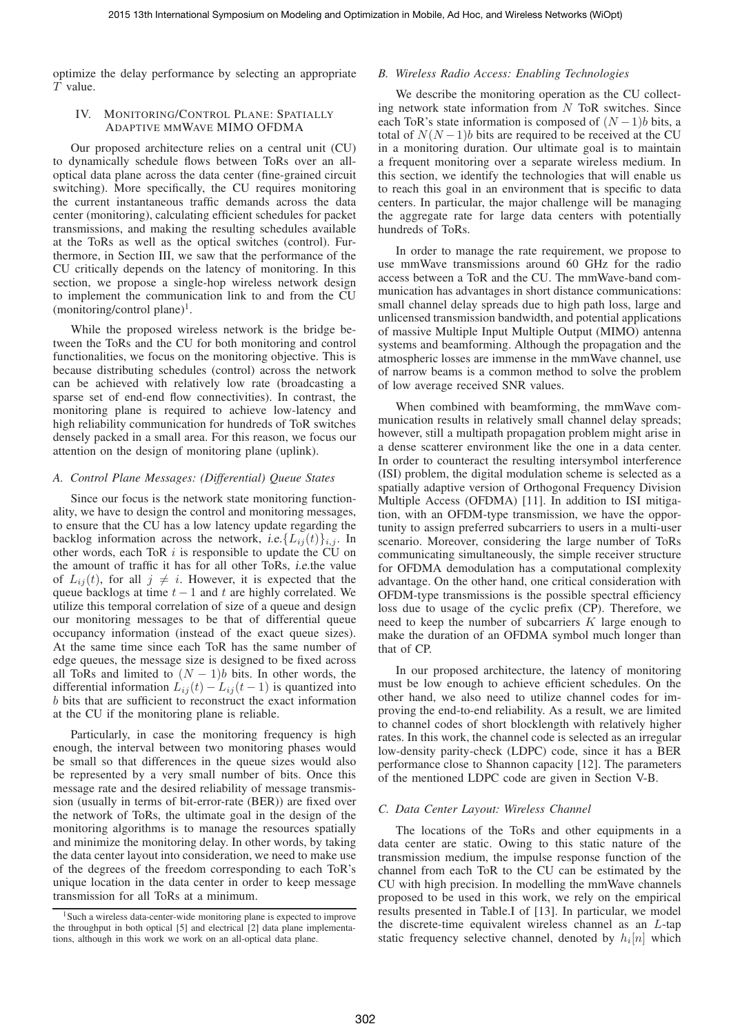optimize the delay performance by selecting an appropriate $T$ value.

## IV. Monitoring/Control Plane: Spatially Adaptive mmWave MIMO OFDMA

Our proposed architecture relies on a central unit (CU) to dynamically schedule flows between ToRs over an all-optical data plane across the data center (fine-grained circuit switching). More specifically, the CU requires monitoring the current instantaneous traffic demands across the data center (monitoring), calculating efficient schedules for packet transmissions, and making the resulting schedules available at the ToRs as well as the optical switches (control). Furthermore, in Section III, we saw that the performance of the CU critically depends on the latency of monitoring. In this section, we propose a single-hop wireless network design to implement the communication link to and from the CU (monitoring/control plane)[1].

While the proposed wireless network is the bridge between the ToRs and the CU for both monitoring and control functionalities, we focus on the monitoring objective. This is because distributing schedules (control) across the network can be achieved with relatively low rate (broadcasting a sparse set of end-end flow connectivities). In contrast, the monitoring plane is required to achieve low-latency and high reliability communication for hundreds of ToR switches densely packed in a small area. For this reason, we focus our attention on the design of monitoring plane (uplink).

### *A. Control Plane Messages: (Differential) Queue States*

Since our focus is the network state monitoring functionality, we have to design the control and monitoring messages, to ensure that the CU has a low latency update regarding the backlog information across the network, *i.e.*$\{L_{ij}(t)\}_{i,j}$. In other words, each ToR $i$ is responsible to update the CU on the amount of traffic it has for all other ToRs, *i.e.*the value of $L_{ij}(t)$, for all $j \neq i$. However, it is expected that the queue backlogs at time $t-1$ and $t$ are highly correlated. We utilize this temporal correlation of size of a queue and design our monitoring messages to be that of differential queue occupancy information (instead of the exact queue sizes). At the same time since each ToR has the same number of edge queues, the message size is designed to be fixed across all ToRs and limited to $(N-1)b$ bits. In other words, the differential information $L_{ij}(t) - L_{ij}(t-1)$ is quantized into $b$ bits that are sufficient to reconstruct the exact information at the CU if the monitoring plane is reliable.

Particularly, in case the monitoring frequency is high enough, the interval between two monitoring phases would be small so that differences in the queue sizes would also be represented by a very small number of bits. Once this message rate and the desired reliability of message transmission (usually in terms of bit-error-rate (BER)) are fixed over the network of ToRs, the ultimate goal in the design of the monitoring algorithms is to manage the resources spatially and minimize the monitoring delay. In other words, by taking the data center layout into consideration, we need to make use of the degrees of the freedom corresponding to each ToR's unique location in the data center in order to keep message transmission for all ToRs at a minimum.

[1] Such a wireless data-center-wide monitoring plane is expected to improve the throughput in both optical [5] and electrical [2] data plane implementations, although in this work we work on an all-optical data plane.

### *B. Wireless Radio Access: Enabling Technologies*

We describe the monitoring operation as the CU collecting network state information from $N$ ToR switches. Since each ToR's state information is composed of $(N-1)b$ bits, a total of $N(N-1)b$ bits are required to be received at the CU in a monitoring duration. Our ultimate goal is to maintain a frequent monitoring over a separate wireless medium. In this section, we identify the technologies that will enable us to reach this goal in an environment that is specific to data centers. In particular, the major challenge will be managing the aggregate rate for large data centers with potentially hundreds of ToRs.

In order to manage the rate requirement, we propose to use mmWave transmissions around 60 GHz for the radio access between a ToR and the CU. The mmWave-band communication has advantages in short distance communications: small channel delay spreads due to high path loss, large and unlicensed transmission bandwidth, and potential applications of massive Multiple Input Multiple Output (MIMO) antenna systems and beamforming. Although the propagation and the atmospheric losses are immense in the mmWave channel, use of narrow beams is a common method to solve the problem of low average received SNR values.

When combined with beamforming, the mmWave communication results in relatively small channel delay spreads; however, still a multipath propagation problem might arise in a dense scatterer environment like the one in a data center. In order to counteract the resulting intersymbol interference (ISI) problem, the digital modulation scheme is selected as a spatially adaptive version of Orthogonal Frequency Division Multiple Access (OFDMA) [11]. In addition to ISI mitigation, with an OFDM-type transmission, we have the opportunity to assign preferred subcarriers to users in a multi-user scenario. Moreover, considering the large number of ToRs communicating simultaneously, the simple receiver structure for OFDMA demodulation has a computational complexity advantage. On the other hand, one critical consideration with OFDM-type transmissions is the possible spectral efficiency loss due to usage of the cyclic prefix (CP). Therefore, we need to keep the number of subcarriers $K$ large enough to make the duration of an OFDMA symbol much longer than that of CP.

In our proposed architecture, the latency of monitoring must be low enough to achieve efficient schedules. On the other hand, we also need to utilize channel codes for improving the end-to-end reliability. As a result, we are limited to channel codes of short blocklength with relatively higher rates. In this work, the channel code is selected as an irregular low-density parity-check (LDPC) code, since it has a BER performance close to Shannon capacity [12]. The parameters of the mentioned LDPC code are given in Section V-B.

### *C. Data Center Layout: Wireless Channel*

The locations of the ToRs and other equipments in a data center are static. Owing to this static nature of the transmission medium, the impulse response function of the channel from each ToR to the CU can be estimated by the CU with high precision. In modelling the mmWave channels proposed to be used in this work, we rely on the empirical results presented in Table.I of [13]. In particular, we model the discrete-time equivalent wireless channel as an $L$-tap static frequency selective channel, denoted by $h_i[n]$ which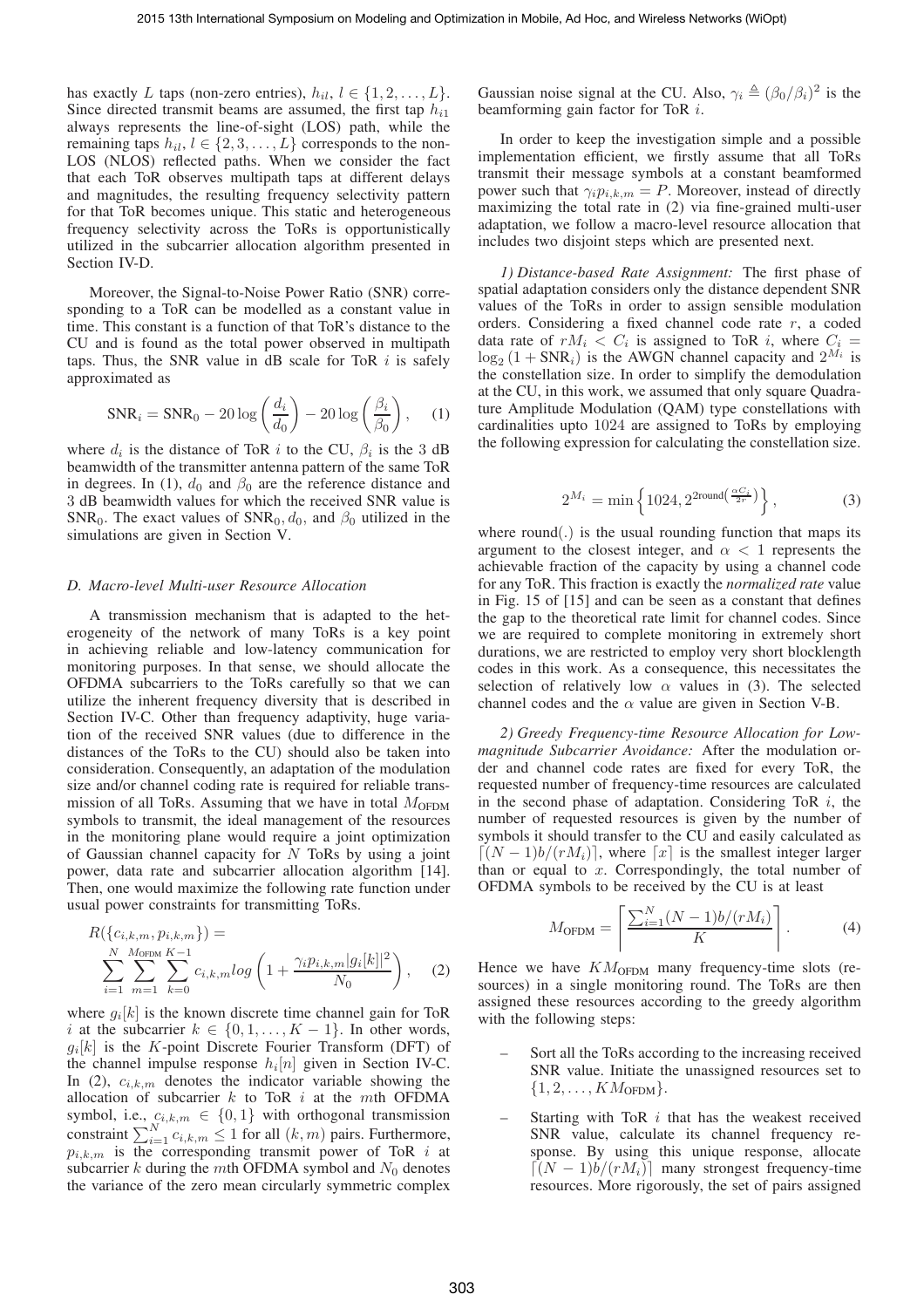has exactly $L$ taps (non-zero entries), $h_{il}$, $l \in \{1, 2, \ldots, L\}$. Since directed transmit beams are assumed, the first tap $h_{i1}$ always represents the line-of-sight (LOS) path, while the remaining taps $h_{il}$, $l \in \{2, 3, \ldots, L\}$ corresponds to the non-LOS (NLOS) reflected paths. When we consider the fact that each ToR observes multipath taps at different delays and magnitudes, the resulting frequency selectivity pattern for that ToR becomes unique. This static and heterogeneous frequency selectivity across the ToRs is opportunistically utilized in the subcarrier allocation algorithm presented in Section IV-D.

Moreover, the Signal-to-Noise Power Ratio (SNR) corresponding to a ToR can be modelled as a constant value in time. This constant is a function of that ToR's distance to the CU and is found as the total power observed in multipath taps. Thus, the SNR value in dB scale for ToR $i$ is safely approximated as

$$\mathrm{SNR}_i = \mathrm{SNR}_0 - 20 \log\left(\frac{d_i}{d_0}\right) - 20 \log\left(\frac{\beta_i}{\beta_0}\right), \quad (1)$$

where $d_i$ is the distance of ToR $i$ to the CU, $\beta_i$ is the 3 dB beamwidth of the transmitter antenna pattern of the same ToR in degrees. In (1), $d_0$ and $\beta_0$ are the reference distance and 3 dB beamwidth values for which the received SNR value is $\mathrm{SNR}_0$. The exact values of $\mathrm{SNR}_0$, $d_0$, and $\beta_0$ utilized in the simulations are given in Section V.

### D. Macro-level Multi-user Resource Allocation

A transmission mechanism that is adapted to the heterogeneity of the network of many ToRs is a key point in achieving reliable and low-latency communication for monitoring purposes. In that sense, we should allocate the OFDMA subcarriers to the ToRs carefully so that we can utilize the inherent frequency diversity that is described in Section IV-C. Other than frequency adaptivity, huge variation of the received SNR values (due to difference in the distances of the ToRs to the CU) should also be taken into consideration. Consequently, an adaptation of the modulation size and/or channel coding rate is required for reliable transmission of all ToRs. Assuming that we have in total $M_{\text{OFDM}}$ symbols to transmit, the ideal management of the resources in the monitoring plane would require a joint optimization of Gaussian channel capacity for $N$ ToRs by using a joint power, data rate and subcarrier allocation algorithm [14]. Then, one would maximize the following rate function under usual power constraints for transmitting ToRs.

$$R(\{c_{i,k,m}, p_{i,k,m}\}) = \sum_{i=1}^{N} \sum_{m=1}^{M_{\text{OFDM}}} \sum_{k=0}^{K-1} c_{i,k,m} log\left(1 + \frac{\gamma_i p_{i,k,m} |g_i[k]|^2}{N_0}\right), \quad (2)$$

where $g_i[k]$ is the known discrete time channel gain for ToR $i$ at the subcarrier $k \in \{0, 1, \ldots, K-1\}$. In other words, $g_i[k]$ is the $K$-point Discrete Fourier Transform (DFT) of the channel impulse response $h_i[n]$ given in Section IV-C. In (2), $c_{i,k,m}$ denotes the indicator variable showing the allocation of subcarrier $k$ to ToR $i$ at the $m$th OFDMA symbol, i.e., $c_{i,k,m} \in \{0, 1\}$ with orthogonal transmission constraint $\sum_{i=1}^{N} c_{i,k,m} \leq 1$ for all $(k, m)$ pairs. Furthermore, $p_{i,k,m}$ is the corresponding transmit power of ToR $i$ at subcarrier $k$ during the $m$th OFDMA symbol and $N_0$ denotes the variance of the zero mean circularly symmetric complex Gaussian noise signal at the CU. Also, $\gamma_i \triangleq (\beta_0/\beta_i)^2$ is the beamforming gain factor for ToR $i$.

In order to keep the investigation simple and a possible implementation efficient, we firstly assume that all ToRs transmit their message symbols at a constant beamformed power such that $\gamma_i p_{i,k,m} = P$. Moreover, instead of directly maximizing the total rate in (2) via fine-grained multi-user adaptation, we follow a macro-level resource allocation that includes two disjoint steps which are presented next.

*1) Distance-based Rate Assignment:* The first phase of spatial adaptation considers only the distance dependent SNR values of the ToRs in order to assign sensible modulation orders. Considering a fixed channel code rate $r$, a coded data rate of $rM_i < C_i$ is assigned to ToR $i$, where $C_i = \log_2(1 + \mathrm{SNR}_i)$ is the AWGN channel capacity and $2^{M_i}$ is the constellation size. In order to simplify the demodulation at the CU, in this work, we assumed that only square Quadrature Amplitude Modulation (QAM) type constellations with cardinalities upto 1024 are assigned to ToRs by employing the following expression for calculating the constellation size.

$$2^{M_i} = \min\left\{1024, 2^{2\text{round}\left(\frac{\alpha C_i}{2r}\right)}\right\}, \quad (3)$$

where round(.) is the usual rounding function that maps its argument to the closest integer, and $\alpha < 1$ represents the achievable fraction of the capacity by using a channel code for any ToR. This fraction is exactly the *normalized rate* value in Fig. 15 of [15] and can be seen as a constant that defines the gap to the theoretical rate limit for channel codes. Since we are required to complete monitoring in extremely short durations, we are restricted to employ very short blocklength codes in this work. As a consequence, this necessitates the selection of relatively low $\alpha$ values in (3). The selected channel codes and the $\alpha$ value are given in Section V-B.

*2) Greedy Frequency-time Resource Allocation for Low-magnitude Subcarrier Avoidance:* After the modulation order and channel code rates are fixed for every ToR, the requested number of frequency-time resources are calculated in the second phase of adaptation. Considering ToR $i$, the number of requested resources is given by the number of symbols it should transfer to the CU and easily calculated as $\lceil (N-1)b/(rM_i) \rceil$, where $\lceil x \rceil$ is the smallest integer larger than or equal to $x$. Correspondingly, the total number of OFDMA symbols to be received by the CU is at least

$$M_{\text{OFDM}} = \left\lceil \frac{\sum_{i=1}^{N} (N-1)b/(rM_i)}{K} \right\rceil. \quad (4)$$

Hence we have $KM_{\text{OFDM}}$ many frequency-time slots (resources) in a single monitoring round. The ToRs are then assigned these resources according to the greedy algorithm with the following steps:

- Sort all the ToRs according to the increasing received SNR value. Initiate the unassigned resources set to $\{1, 2, \ldots, KM_{\text{OFDM}}\}$.
- Starting with ToR $i$ that has the weakest received SNR value, calculate its channel frequency response. By using this unique response, allocate $\lceil (N-1)b/(rM_i) \rceil$ many strongest frequency-time resources. More rigorously, the set of pairs assigned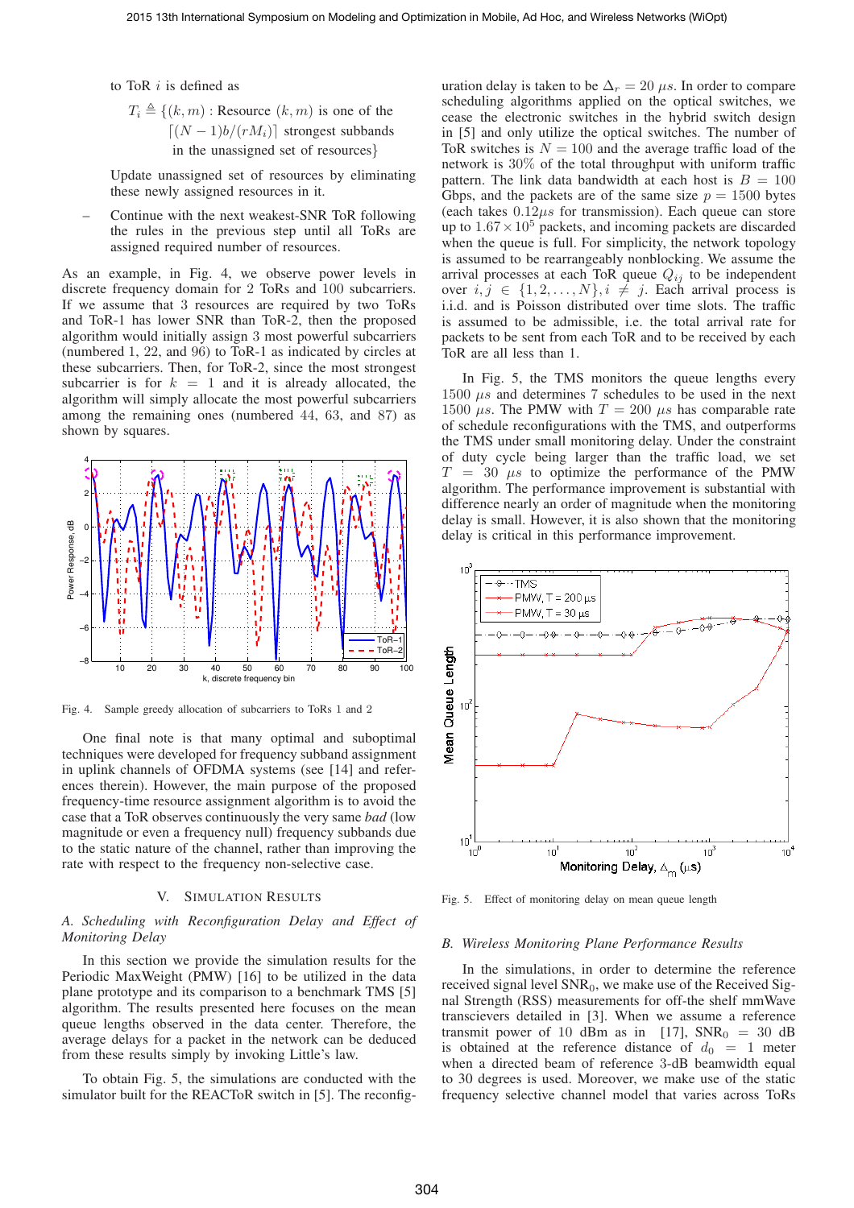to ToR $i$ is defined as

$$T_i \triangleq \{(k,m) : \text{Resource } (k,m) \text{ is one of the } \lceil (N-1)b/(rM_i) \rceil \text{ strongest subbands in the unassigned set of resources}\}$$

Update unassigned set of resources by eliminating these newly assigned resources in it.

– Continue with the next weakest-SNR ToR following the rules in the previous step until all ToRs are assigned required number of resources.

As an example, in Fig. 4, we observe power levels in discrete frequency domain for 2 ToRs and 100 subcarriers. If we assume that 3 resources are required by two ToRs and ToR-1 has lower SNR than ToR-2, then the proposed algorithm would initially assign 3 most powerful subcarriers (numbered 1, 22, and 96) to ToR-1 as indicated by circles at these subcarriers. Then, for ToR-2, since the most strongest subcarrier is for $k = 1$ and it is already allocated, the algorithm will simply allocate the most powerful subcarriers among the remaining ones (numbered 44, 63, and 87) as shown by squares.

Fig. 4. Sample greedy allocation of subcarriers to ToRs 1 and 2

One final note is that many optimal and suboptimal techniques were developed for frequency subband assignment in uplink channels of OFDMA systems (see [14] and references therein). However, the main purpose of the proposed frequency-time resource assignment algorithm is to avoid the case that a ToR observes continuously the very same *bad* (low magnitude or even a frequency null) frequency subbands due to the static nature of the channel, rather than improving the rate with respect to the frequency non-selective case.

## V. Simulation Results

### A. Scheduling with Reconfiguration Delay and Effect of Monitoring Delay

In this section we provide the simulation results for the Periodic MaxWeight (PMW) [16] to be utilized in the data plane prototype and its comparison to a benchmark TMS [5] algorithm. The results presented here focuses on the mean queue lengths observed in the data center. Therefore, the average delays for a packet in the network can be deduced from these results simply by invoking Little's law.

To obtain Fig. 5, the simulations are conducted with the simulator built for the REACToR switch in [5]. The reconfiguration delay is taken to be $\Delta_r = 20\ \mu s$. In order to compare scheduling algorithms applied on the optical switches, we cease the electronic switches in the hybrid switch design in [5] and only utilize the optical switches. The number of ToR switches is $N = 100$ and the average traffic load of the network is $30\%$ of the total throughput with uniform traffic pattern. The link data bandwidth at each host is $B = 100$ Gbps, and the packets are of the same size $p = 1500$ bytes (each takes $0.12 \mu s$ for transmission). Each queue can store up to $1.67 \times 10^5$ packets, and incoming packets are discarded when the queue is full. For simplicity, the network topology is assumed to be rearrangeably nonblocking. We assume the arrival processes at each ToR queue $Q_{ij}$ to be independent over $i, j \in \{1, 2, \ldots, N\}, i \neq j$. Each arrival process is i.i.d. and is Poisson distributed over time slots. The traffic is assumed to be admissible, i.e. the total arrival rate for packets to be sent from each ToR and to be received by each ToR are all less than 1.

In Fig. 5, the TMS monitors the queue lengths every $1500\ \mu s$ and determines 7 schedules to be used in the next $1500\ \mu s$. The PMW with $T = 200\ \mu s$ has comparable rate of schedule reconfigurations with the TMS, and outperforms the TMS under small monitoring delay. Under the constraint of duty cycle being larger than the traffic load, we set $T = 30\ \mu s$ to optimize the performance of the PMW algorithm. The performance improvement is substantial with difference nearly an order of magnitude when the monitoring delay is small. However, it is also shown that the monitoring delay is critical in this performance improvement.

Fig. 5. Effect of monitoring delay on mean queue length

### B. Wireless Monitoring Plane Performance Results

In the simulations, in order to determine the reference received signal level $\text{SNR}_0$, we make use of the Received Signal Strength (RSS) measurements for off-the shelf mmWave transcievers detailed in [3]. When we assume a reference transmit power of 10 dBm as in [17], $\text{SNR}_0 = 30$ dB is obtained at the reference distance of $d_0 = 1$ meter when a directed beam of reference 3-dB beamwidth equal to 30 degrees is used. Moreover, we make use of the static frequency selective channel model that varies across ToRs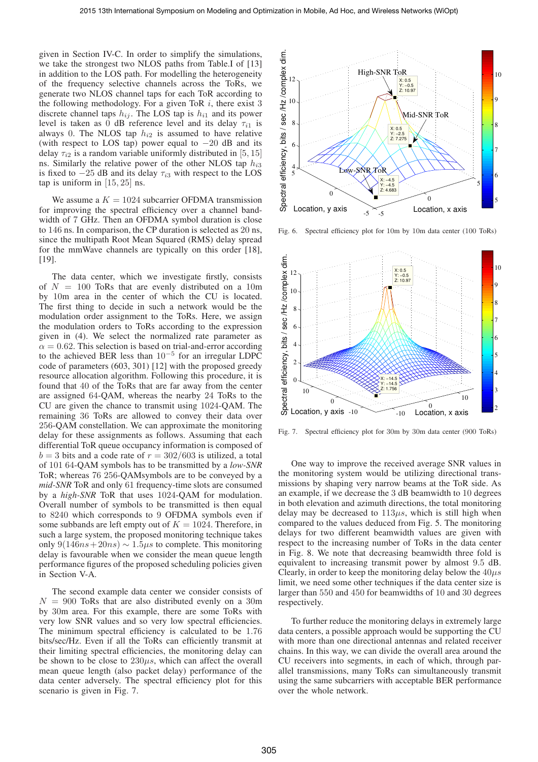given in Section IV-C. In order to simplify the simulations, we take the strongest two NLOS paths from Table.I of [13] in addition to the LOS path. For modelling the heterogeneity of the frequency selective channels across the ToRs, we generate two NLOS channel taps for each ToR according to the following methodology. For a given ToR $i$, there exist 3 discrete channel taps $h_{ij}$. The LOS tap is $h_{i1}$ and its power level is taken as 0 dB reference level and its delay $\tau_{i1}$ is always 0. The NLOS tap $h_{i2}$ is assumed to have relative (with respect to LOS tap) power equal to $-20$ dB and its delay $\tau_{i2}$ is a random variable uniformly distributed in $[5, 15]$ ns. Similarly the relative power of the other NLOS tap $h_{i3}$ is fixed to $-25$ dB and its delay $\tau_{i3}$ with respect to the LOS tap is uniform in $[15, 25]$ ns.

We assume a $K = 1024$ subcarrier OFDMA transmission for improving the spectral efficiency over a channel bandwidth of 7 GHz. Then an OFDMA symbol duration is close to 146 ns. In comparison, the CP duration is selected as 20 ns, since the multipath Root Mean Squared (RMS) delay spread for the mmWave channels are typically on this order [18], [19].

The data center, which we investigate firstly, consists of $N = 100$ ToRs that are evenly distributed on a 10m by 10m area in the center of which the CU is located. The first thing to decide in such a network would be the modulation order assignment to the ToRs. Here, we assign the modulation orders to ToRs according to the expression given in (4). We select the normalized rate parameter as $\alpha = 0.62$. This selection is based on trial-and-error according to the achieved BER less than $10^{-5}$ for an irregular LDPC code of parameters (603, 301) [12] with the proposed greedy resource allocation algorithm. Following this procedure, it is found that 40 of the ToRs that are far away from the center are assigned 64-QAM, whereas the nearby 24 ToRs to the CU are given the chance to transmit using 1024-QAM. The remaining 36 ToRs are allowed to convey their data over 256-QAM constellation. We can approximate the monitoring delay for these assignments as follows. Assuming that each differential ToR queue occupancy information is composed of $b = 3$ bits and a code rate of $r = 302/603$ is utilized, a total of 101 64-QAM symbols has to be transmitted by a *low-SNR* ToR; whereas 76 256-QAMsymbols are to be conveyed by a *mid-SNR* ToR and only 61 frequency-time slots are consumed by a *high-SNR* ToR that uses 1024-QAM for modulation. Overall number of symbols to be transmitted is then equal to 8240 which corresponds to 9 OFDMA symbols even if some subbands are left empty out of $K = 1024$. Therefore, in such a large system, the proposed monitoring technique takes only $9(146ns + 20ns) \sim 1.5\mu s$ to complete. This monitoring delay is favourable when we consider the mean queue length performance figures of the proposed scheduling policies given in Section V-A.

The second example data center we consider consists of $N = 900$ ToRs that are also distributed evenly on a 30m by 30m area. For this example, there are some ToRs with very low SNR values and so very low spectral efficiencies. The minimum spectral efficiency is calculated to be 1.76 bits/sec/Hz. Even if all the ToRs can efficiently transmit at their limiting spectral efficiencies, the monitoring delay can be shown to be close to $230\mu s$, which can affect the overall mean queue length (also packet delay) performance of the data center adversely. The spectral efficiency plot for this scenario is given in Fig. 7.

Fig. 6. Spectral efficiency plot for 10m by 10m data center (100 ToRs)

Fig. 7. Spectral efficiency plot for 30m by 30m data center (900 ToRs)

One way to improve the received average SNR values in the monitoring system would be utilizing directional transmissions by shaping very narrow beams at the ToR side. As an example, if we decrease the 3 dB beamwidth to 10 degrees in both elevation and azimuth directions, the total monitoring delay may be decreased to $113\mu s$, which is still high when compared to the values deduced from Fig. 5. The monitoring delays for two different beamwidth values are given with respect to the increasing number of ToRs in the data center in Fig. 8. We note that decreasing beamwidth three fold is equivalent to increasing transmit power by almost 9.5 dB. Clearly, in order to keep the monitoring delay below the $40\mu s$ limit, we need some other techniques if the data center size is larger than 550 and 450 for beamwidths of 10 and 30 degrees respectively.

To further reduce the monitoring delays in extremely large data centers, a possible approach would be supporting the CU with more than one directional antennas and related receiver chains. In this way, we can divide the overall area around the CU receivers into segments, in each of which, through parallel transmissions, many ToRs can simultaneously transmit using the same subcarriers with acceptable BER performance over the whole network.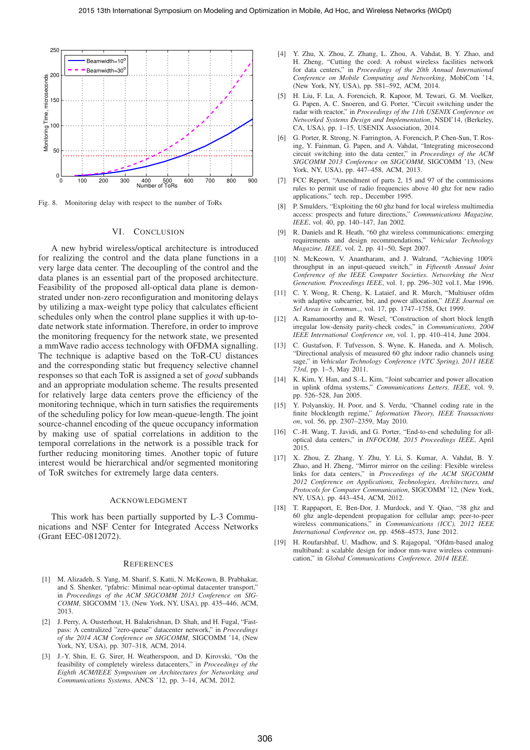Beamwidth=10°
Beamwidth=30°

Monitoring Time, microseconds

250
200
150
100
50
0

0 100 200 300 400 500 600 700 800 900

Number of ToRs

Fig. 8. Monitoring delay with respect to the number of ToRs

## VI. Conclusion

A new hybrid wireless/optical architecture is introduced for realizing the control and the data plane functions in a very large data center. The decoupling of the control and the data planes is an essential part of the proposed architecture. Feasibility of the proposed all-optical data plane is demonstrated under non-zero reconfiguration and monitoring delays by utilizing a max-weight type policy that calculates efficient schedules only when the control plane supplies it with up-to-date network state information. Therefore, in order to improve the monitoring frequency for the network state, we presented a mmWave radio access technology with OFDMA signalling. The technique is adaptive based on the ToR-CU distances and the corresponding static but frequency selective channel responses so that each ToR is assigned a set of *good* subbands and an appropriate modulation scheme. The results presented for relatively large data centers prove the efficiency of the monitoring technique, which in turn satisfies the requirements of the scheduling policy for low mean-queue-length. The joint source-channel encoding of the queue occupancy information by making use of spatial correlations in addition to the temporal correlations in the network is a possible track for further reducing monitoring times. Another topic of future interest would be hierarchical and/or segmented monitoring of ToR switches for extremely large data centers.

## Acknowledgment

This work has been partially supported by L-3 Communications and NSF Center for Integrated Access Networks (Grant EEC-0812072).

## References

[1] M. Alizadeh, S. Yang, M. Sharif, S. Katti, N. McKeown, B. Prabhakar, and S. Shenker, "pfabric: Minimal near-optimal datacenter transport," in *Proceedings of the ACM SIGCOMM 2013 Conference on SIGCOMM*, SIGCOMM '13, (New York, NY, USA), pp. 435–446, ACM, 2013.

[2] J. Perry, A. Ousterhout, H. Balakrishnan, D. Shah, and H. Fugal, "Fastpass: A centralized "zero-queue" datacenter network," in *Proceedings of the 2014 ACM Conference on SIGCOMM*, SIGCOMM '14, (New York, NY, USA), pp. 307–318, ACM, 2014.

[3] J.-Y. Shin, E. G. Sirer, H. Weatherspoon, and D. Kirovski, "On the feasibility of completely wireless datacenters," in *Proceedings of the Eighth ACM/IEEE Symposium on Architectures for Networking and Communications Systems*, ANCS '12, pp. 3–14, ACM, 2012.

[4] Y. Zhu, X. Zhou, Z. Zhang, L. Zhou, A. Vahdat, B. Y. Zhao, and H. Zheng, "Cutting the cord: A robust wireless facilities network for data centers," in *Proceedings of the 20th Annual International Conference on Mobile Computing and Networking*, MobiCom '14, (New York, NY, USA), pp. 581–592, ACM, 2014.

[5] H. Liu, F. Lu, A. Forencich, R. Kapoor, M. Tewari, G. M. Voelker, G. Papen, A. C. Snoeren, and G. Porter, "Circuit switching under the radar with reactor," in *Proceedings of the 11th USENIX Conference on Networked Systems Design and Implementation*, NSDI'14, (Berkeley, CA, USA), pp. 1–15, USENIX Association, 2014.

[6] G. Porter, R. Strong, N. Farrington, A. Forencich, P. Chen-Sun, T. Rosing, Y. Fainman, G. Papen, and A. Vahdat, "Integrating microsecond circuit switching into the data center," in *Proceedings of the ACM SIGCOMM 2013 Conference on SIGCOMM*, SIGCOMM '13, (New York, NY, USA), pp. 447–458, ACM, 2013.

[7] FCC Report, "Amendment of parts 2, 15 and 97 of the commissions rules to permit use of radio frequencies above 40 ghz for new radio applications," tech. rep., December 1995.

[8] P. Smulders, "Exploiting the 60 ghz band for local wireless multimedia access: prospects and future directions," *Communications Magazine, IEEE*, vol. 40, pp. 140–147, Jan 2002.

[9] R. Daniels and R. Heath, "60 ghz wireless communications: emerging requirements and design recommendations," *Vehicular Technology Magazine, IEEE*, vol. 2, pp. 41–50, Sept 2007.

[10] N. McKeown, V. Anantharam, and J. Walrand, "Achieving 100% throughput in an input-queued switch," in *Fifteenth Annual Joint Conference of the IEEE Computer Societies. Networking the Next Generation. Proceedings IEEE*, vol. 1, pp. 296–302 vol.1, Mar 1996.

[11] C. Y. Wong, R. Cheng, K. Lataief, and R. Murch, "Multiuser ofdm with adaptive subcarrier, bit, and power allocation," *IEEE Journal on Sel Areas in Commun.,*, vol. 17, pp. 1747–1758, Oct 1999.

[12] A. Ramamoorthy and R. Wesel, "Construction of short block length irregular low-density parity-check codes," in *Communications, 2004 IEEE International Conference on*, vol. 1, pp. 410–414, June 2004.

[13] C. Gustafson, F. Tufvesson, S. Wyne, K. Haneda, and A. Molisch, "Directional analysis of measured 60 ghz indoor radio channels using sage," in *Vehicular Technology Conference (VTC Spring), 2011 IEEE 73rd*, pp. 1–5, May 2011.

[14] K. Kim, Y. Han, and S.-L. Kim, "Joint subcarrier and power allocation in uplink ofdma systems," *Communications Letters, IEEE*, vol. 9, pp. 526–528, Jun 2005.

[15] Y. Polyanskiy, H. Poor, and S. Verdu, "Channel coding rate in the finite blocklength regime," *Information Theory, IEEE Transactions on*, vol. 56, pp. 2307–2359, May 2010.

[16] C.-H. Wang, T. Javidi, and G. Porter, "End-to-end scheduling for all-optical data centers," in *INFOCOM, 2015 Proceedings IEEE*, April 2015.

[17] X. Zhou, Z. Zhang, Y. Zhu, Y. Li, S. Kumar, A. Vahdat, B. Y. Zhao, and H. Zheng, "Mirror mirror on the ceiling: Flexible wireless links for data centers," in *Proceedings of the ACM SIGCOMM 2012 Conference on Applications, Technologies, Architectures, and Protocols for Computer Communication*, SIGCOMM '12, (New York, NY, USA), pp. 443–454, ACM, 2012.

[18] T. Rappaport, E. Ben-Dor, J. Murdock, and Y. Qiao, "38 ghz and 60 ghz angle-dependent propagation for cellular amp; peer-to-peer wireless communications," in *Communications (ICC), 2012 IEEE International Conference on*, pp. 4568–4573, June 2012.

[19] H. Roufarshbaf, U. Madhow, and S. Rajagopal, "Ofdm-based analog multiband: a scalable design for indoor mm-wave wireless communication," in *Global Communications Conference, 2014 IEEE*.